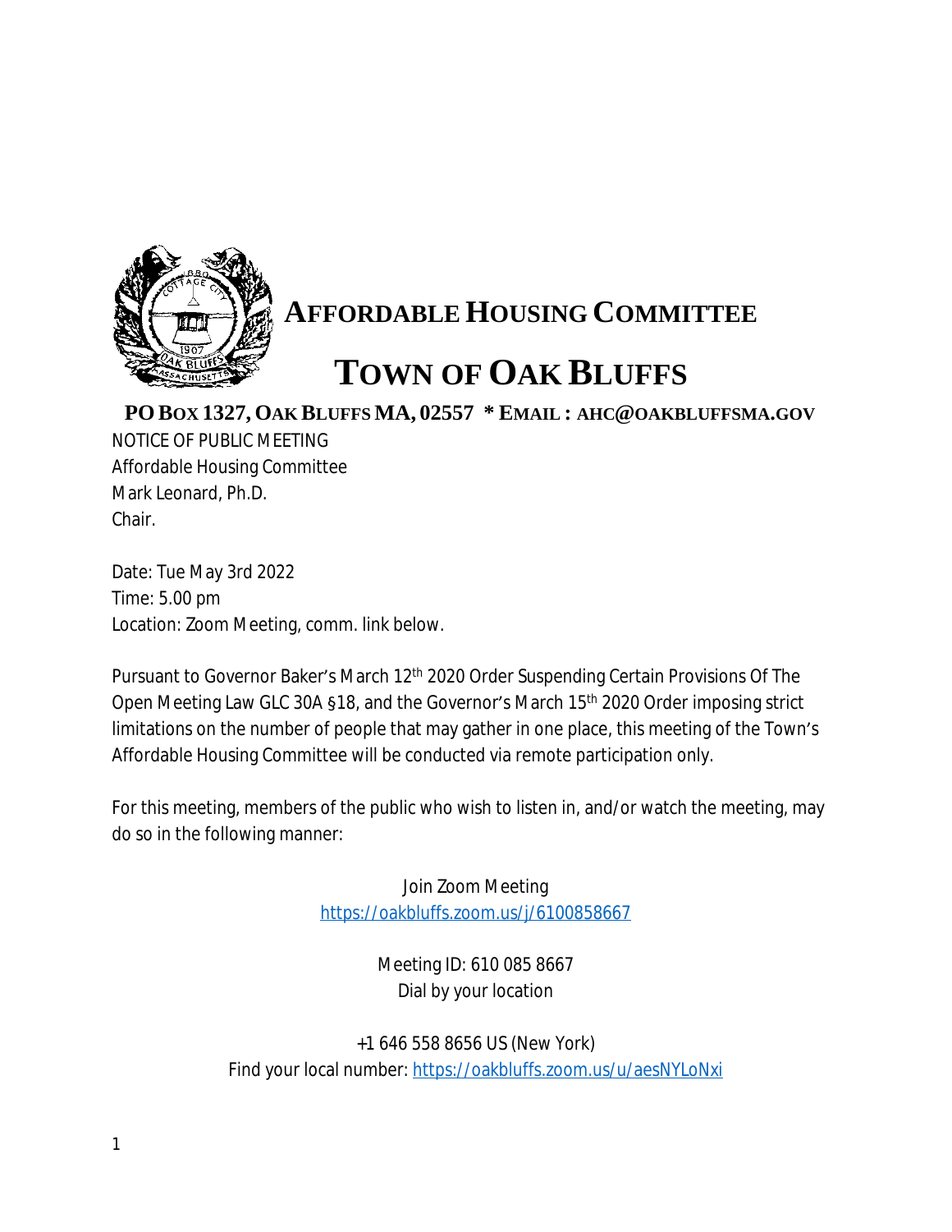# AFFORDABLE HOUSING COMMITTEE

# TOWN OF OAK BLUFFS

**PO BOX 1327, OAK BLUFFS MA, 02557 * EMAIL : AHC@OAKBLUFFSMA.GOV**

NOTICE OF PUBLIC MEETING
Affordable Housing Committee
Mark Leonard, Ph.D.
Chair.

Date: Tue May 3rd 2022
Time: 5.00 pm
Location: Zoom Meeting, comm. link below.

Pursuant to Governor Baker's March 12th 2020 Order Suspending Certain Provisions Of The Open Meeting Law GLC 30A §18, and the Governor's March 15th 2020 Order imposing strict limitations on the number of people that may gather in one place, this meeting of the Town's Affordable Housing Committee will be conducted via remote participation only.

For this meeting, members of the public who wish to listen in, and/or watch the meeting, may do so in the following manner:

Join Zoom Meeting
https://oakbluffs.zoom.us/j/6100858667

Meeting ID: 610 085 8667
Dial by your location

+1 646 558 8656 US (New York)
Find your local number: https://oakbluffs.zoom.us/u/aesNYLoNxi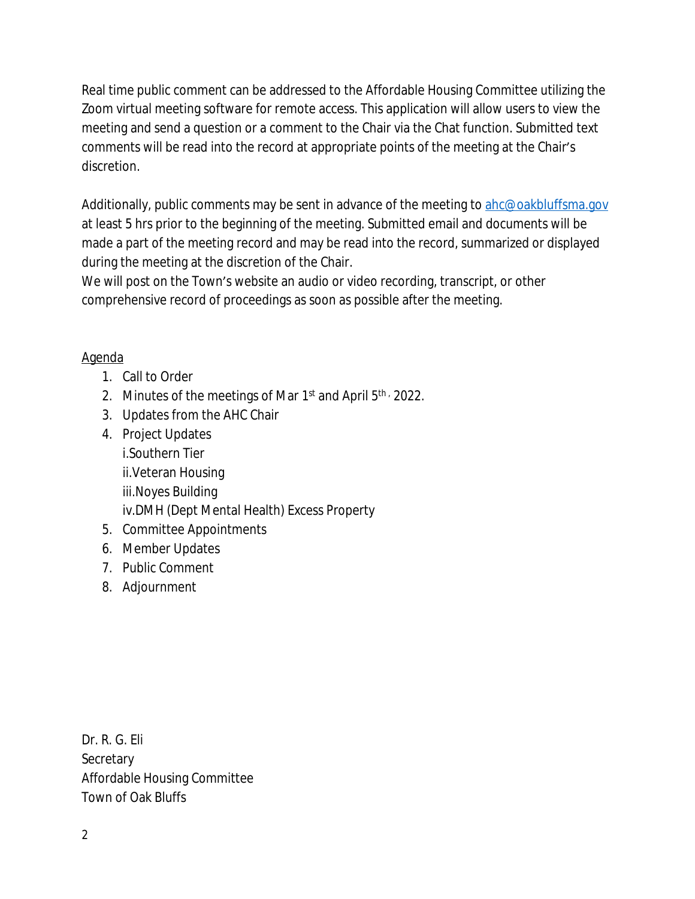Real time public comment can be addressed to the Affordable Housing Committee utilizing the Zoom virtual meeting software for remote access. This application will allow users to view the meeting and send a question or a comment to the Chair via the Chat function. Submitted text comments will be read into the record at appropriate points of the meeting at the Chair's discretion.

Additionally, public comments may be sent in advance of the meeting to ahc@oakbluffsma.gov at least 5 hrs prior to the beginning of the meeting. Submitted email and documents will be made a part of the meeting record and may be read into the record, summarized or displayed during the meeting at the discretion of the Chair.
We will post on the Town's website an audio or video recording, transcript, or other comprehensive record of proceedings as soon as possible after the meeting.

Agenda

1. Call to Order
2. Minutes of the meetings of Mar 1st and April 5th, 2022.
3. Updates from the AHC Chair
4. Project Updates
   i. Southern Tier
   ii. Veteran Housing
   iii. Noyes Building
   iv. DMH (Dept Mental Health) Excess Property
5. Committee Appointments
6. Member Updates
7. Public Comment
8. Adjournment

Dr. R. G. Eli
Secretary
Affordable Housing Committee
Town of Oak Bluffs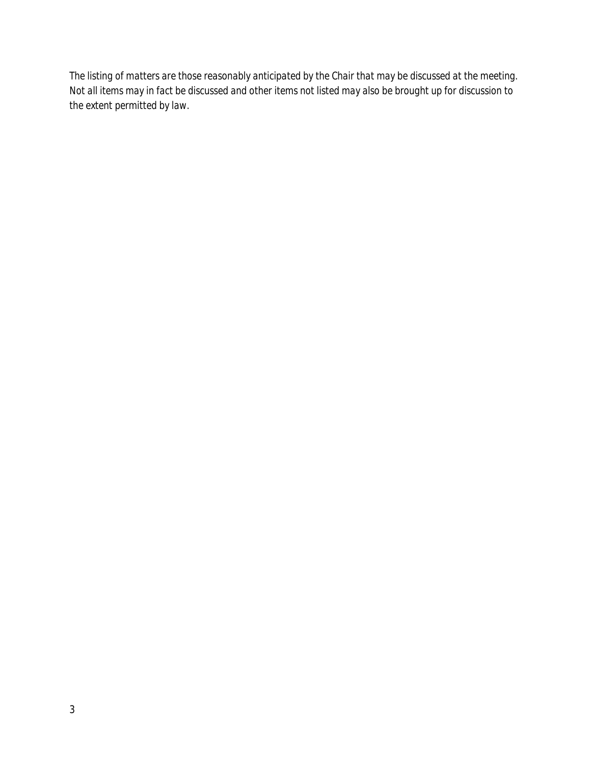*The listing of matters are those reasonably anticipated by the Chair that may be discussed at the meeting. Not all items may in fact be discussed and other items not listed may also be brought up for discussion to the extent permitted by law.*